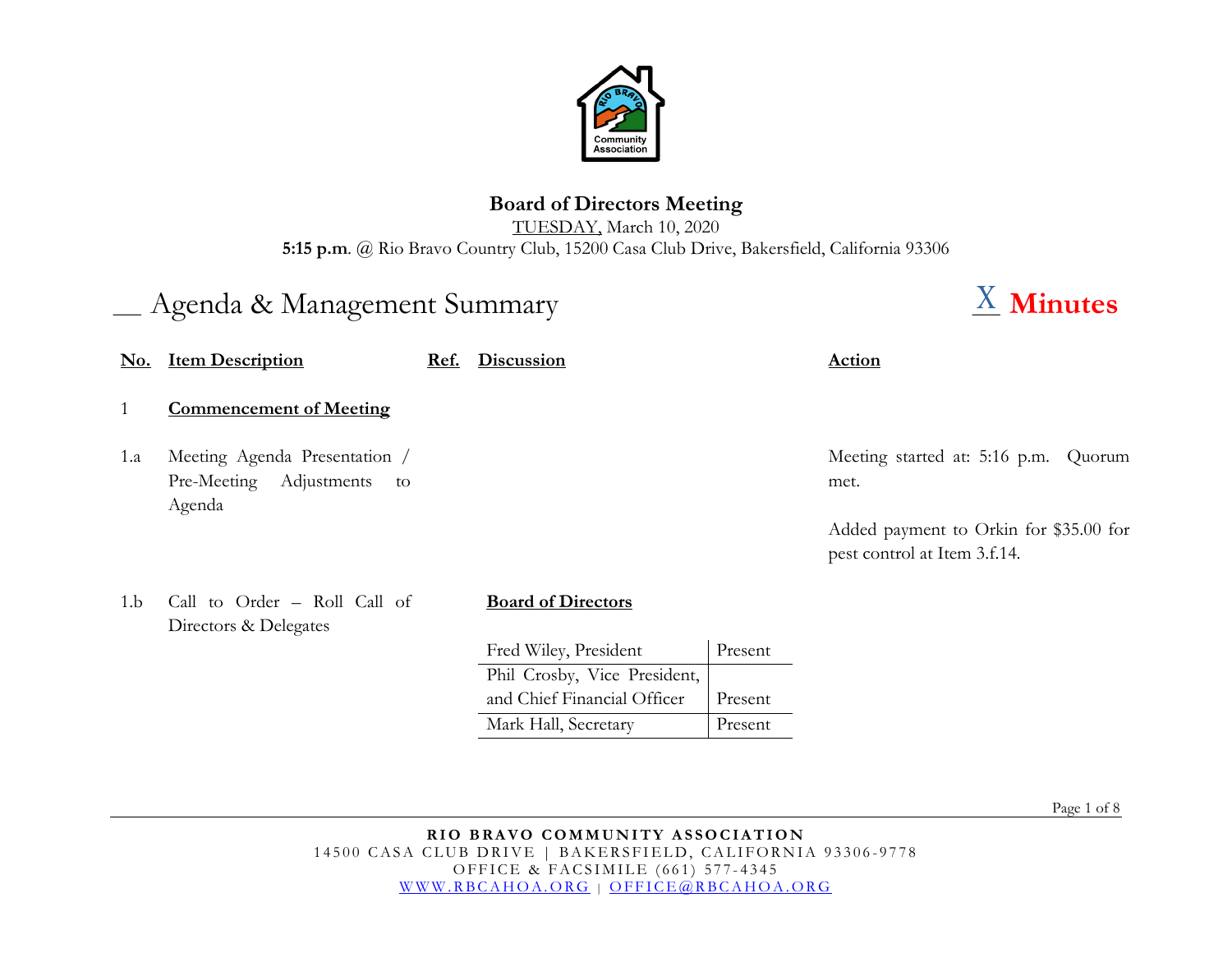## Board of Directors Meeting

TUESDAY, March 10, 2020

**5:15 p.m**. @ Rio Bravo Country Club, 15200 Casa Club Drive, Bakersfield, California 93306

__ Agenda & Management Summary X **Minutes**

| No. | Item Description | Ref. | Discussion | Action |
|---|---|---|---|---|
| 1 | **Commencement of Meeting** | | | |
| 1.a | Meeting Agenda Presentation / Pre-Meeting Adjustments to Agenda | | | Meeting started at: 5:16 p.m. Quorum met.<br><br>Added payment to Orkin for $35.00 for pest control at Item 3.f.14. |
| 1.b | Call to Order – Roll Call of Directors & Delegates | | **Board of Directors**<br><br>Fred Wiley, President — Present<br>Phil Crosby, Vice President, and Chief Financial Officer — Present<br>Mark Hall, Secretary — Present | |

**RIO BRAVO COMMUNITY ASSOCIATION**
14500 CASA CLUB DRIVE | BAKERSFIELD, CALIFORNIA 93306-9778
OFFICE & FACSIMILE (661) 577-4345
WWW.RBCAHOA.ORG | OFFICE@RBCAHOA.ORG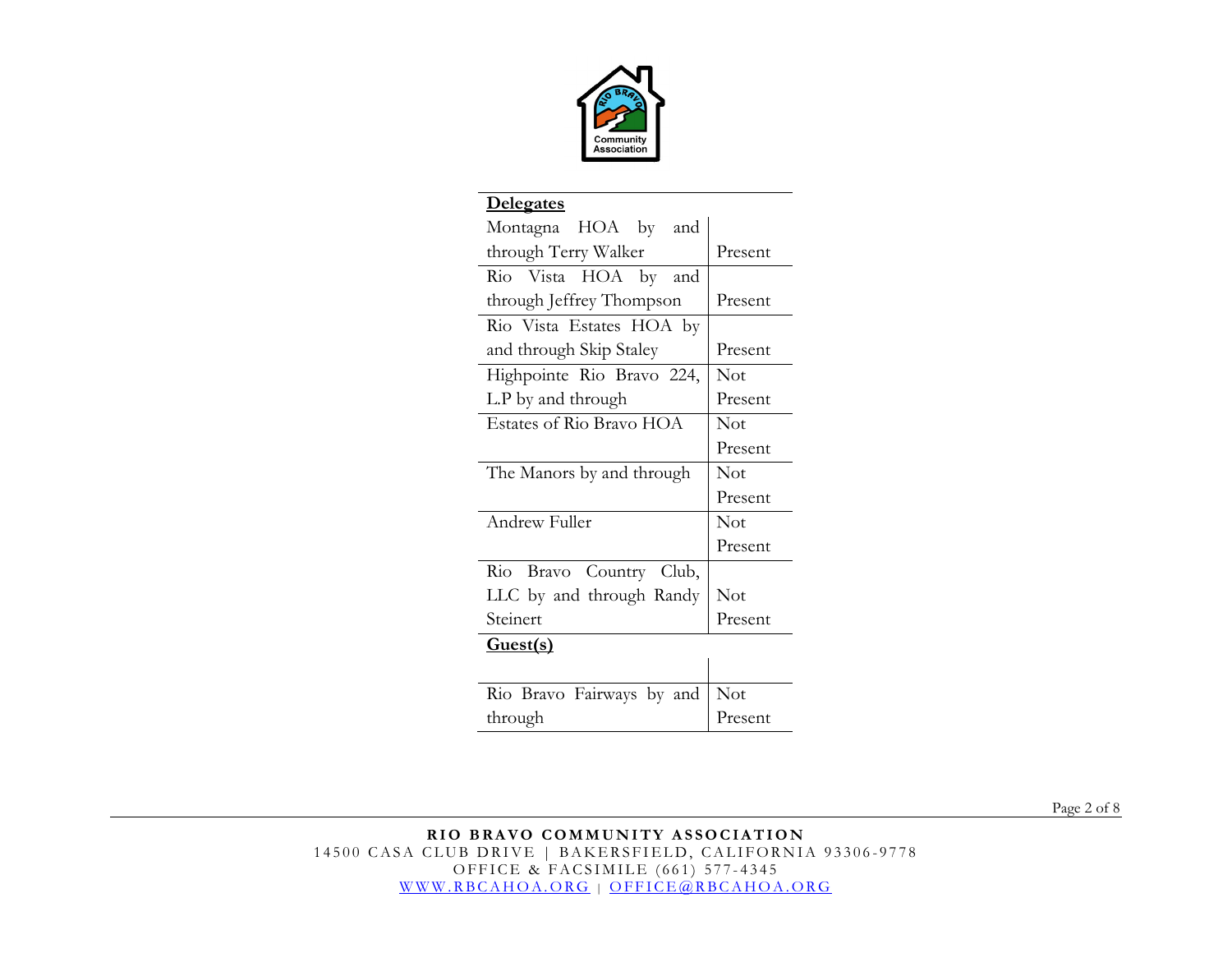| **Delegates** | |
|---|---|
| Montagna HOA by and through Terry Walker | Present |
| Rio Vista HOA by and through Jeffrey Thompson | Present |
| Rio Vista Estates HOA by and through Skip Staley | Present |
| Highpointe Rio Bravo 224, L.P by and through | Not Present |
| Estates of Rio Bravo HOA | Not Present |
| The Manors by and through | Not Present |
| Andrew Fuller | Not Present |
| Rio Bravo Country Club, LLC by and through Randy Steinert | Not Present |
| **Guest(s)** | |
| | |
| Rio Bravo Fairways by and through | Not Present |

**RIO BRAVO COMMUNITY ASSOCIATION**
14500 CASA CLUB DRIVE | BAKERSFIELD, CALIFORNIA 93306-9778
OFFICE & FACSIMILE (661) 577-4345
WWW.RBCAHOA.ORG | OFFICE@RBCAHOA.ORG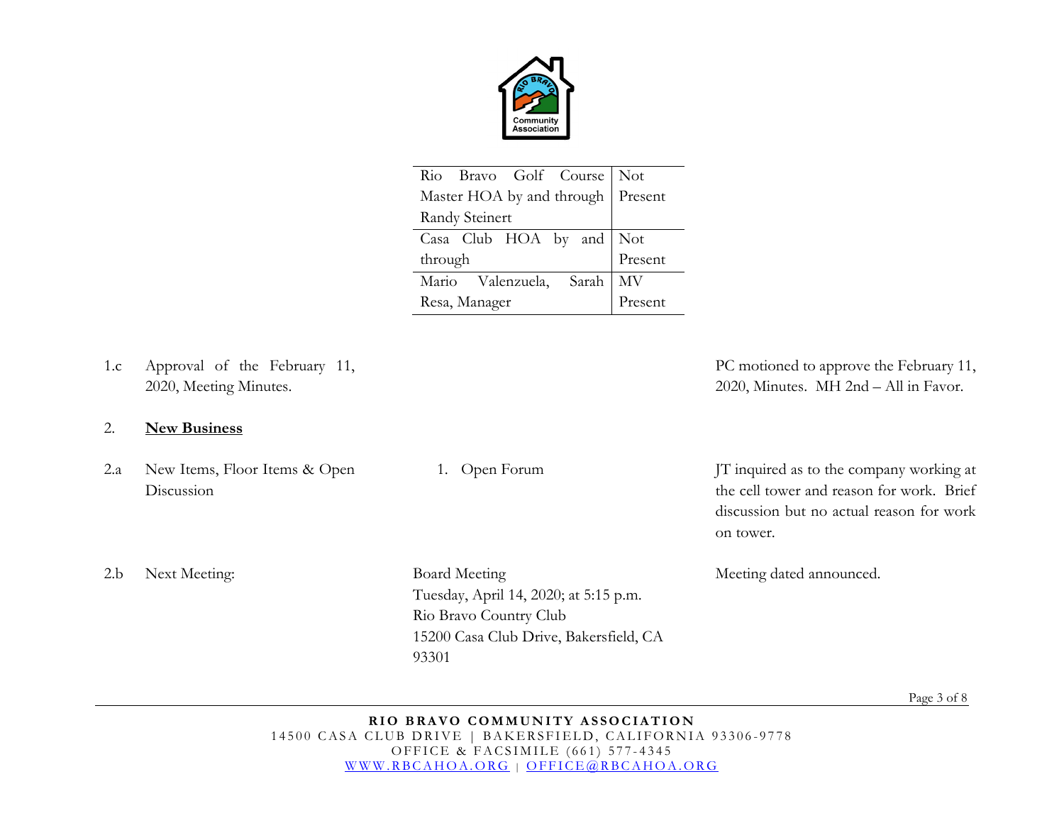| | |
|---|---|
| Rio Bravo Golf Course Master HOA by and through Randy Steinert | Not Present |
| Casa Club HOA by and through | Not Present |
| Mario Valenzuela, Sarah Resa, Manager | MV Present |

| | | | |
|---|---|---|---|
| 1.c | Approval of the February 11, 2020, Meeting Minutes. | | PC motioned to approve the February 11, 2020, Minutes. MH 2nd – All in Favor. |
| 2. | **New Business** | | |
| 2.a | New Items, Floor Items & Open Discussion | 1. Open Forum | JT inquired as to the company working at the cell tower and reason for work. Brief discussion but no actual reason for work on tower. |
| 2.b | Next Meeting: | Board Meeting<br>Tuesday, April 14, 2020; at 5:15 p.m.<br>Rio Bravo Country Club<br>15200 Casa Club Drive, Bakersfield, CA 93301 | Meeting dated announced. |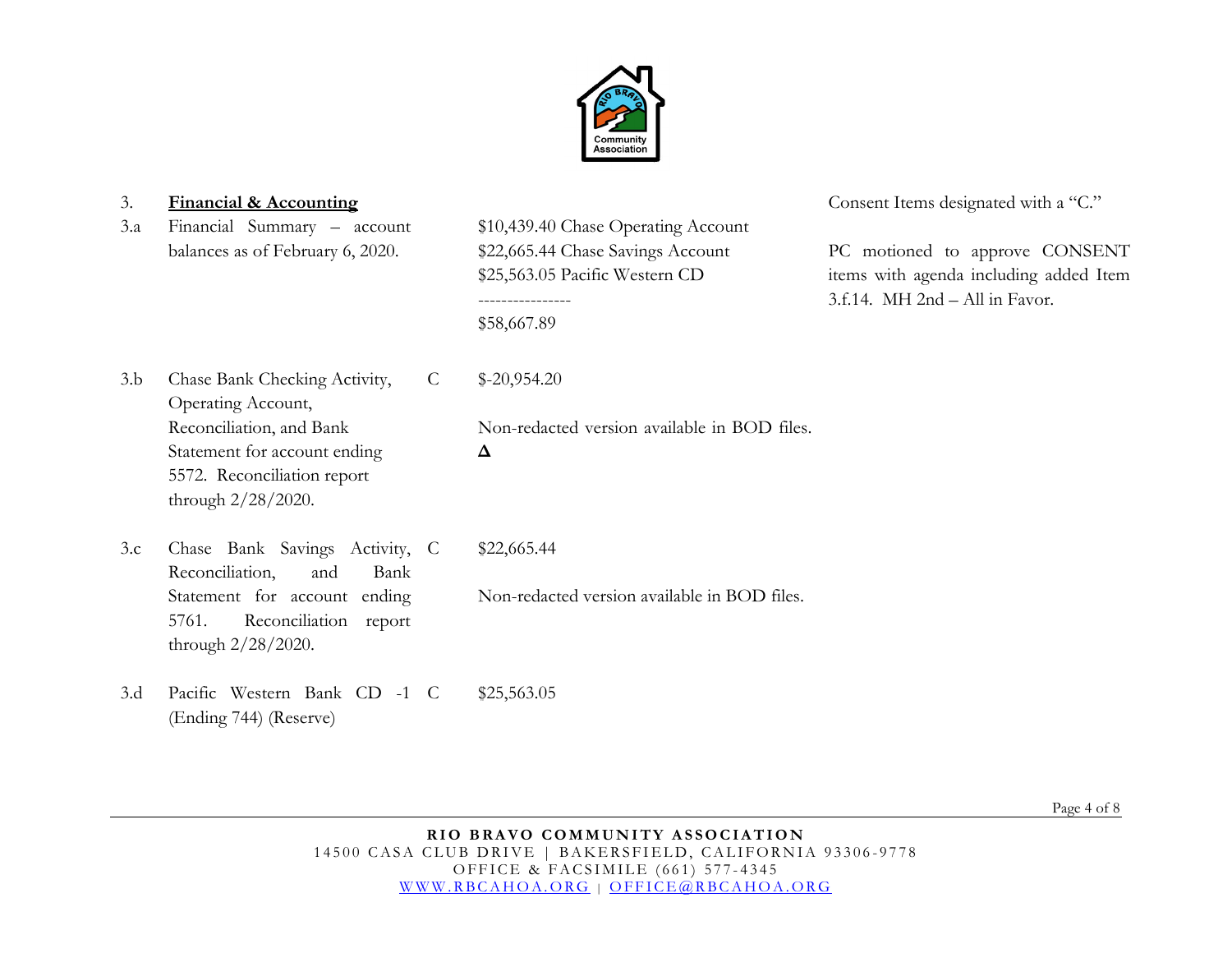| | | | | |
|---|---|---|---|---|
| 3. | **Financial & Accounting** | | | Consent Items designated with a "C." |
| 3.a | Financial Summary – account balances as of February 6, 2020. | | \$10,439.40 Chase Operating Account<br>\$22,665.44 Chase Savings Account<br>\$25,563.05 Pacific Western CD<br>----------------<br>\$58,667.89 | PC motioned to approve CONSENT items with agenda including added Item 3.f.14. MH 2nd – All in Favor. |
| 3.b | Chase Bank Checking Activity, Operating Account, Reconciliation, and Bank Statement for account ending 5572. Reconciliation report through 2/28/2020. | C | \$-20,954.20<br><br>Non-redacted version available in BOD files.<br>**Δ** | |
| 3.c | Chase Bank Savings Activity, Reconciliation, and Bank Statement for account ending 5761. Reconciliation report through 2/28/2020. | C | \$22,665.44<br><br>Non-redacted version available in BOD files. | |
| 3.d | Pacific Western Bank CD -1 (Ending 744) (Reserve) | C | \$25,563.05 | |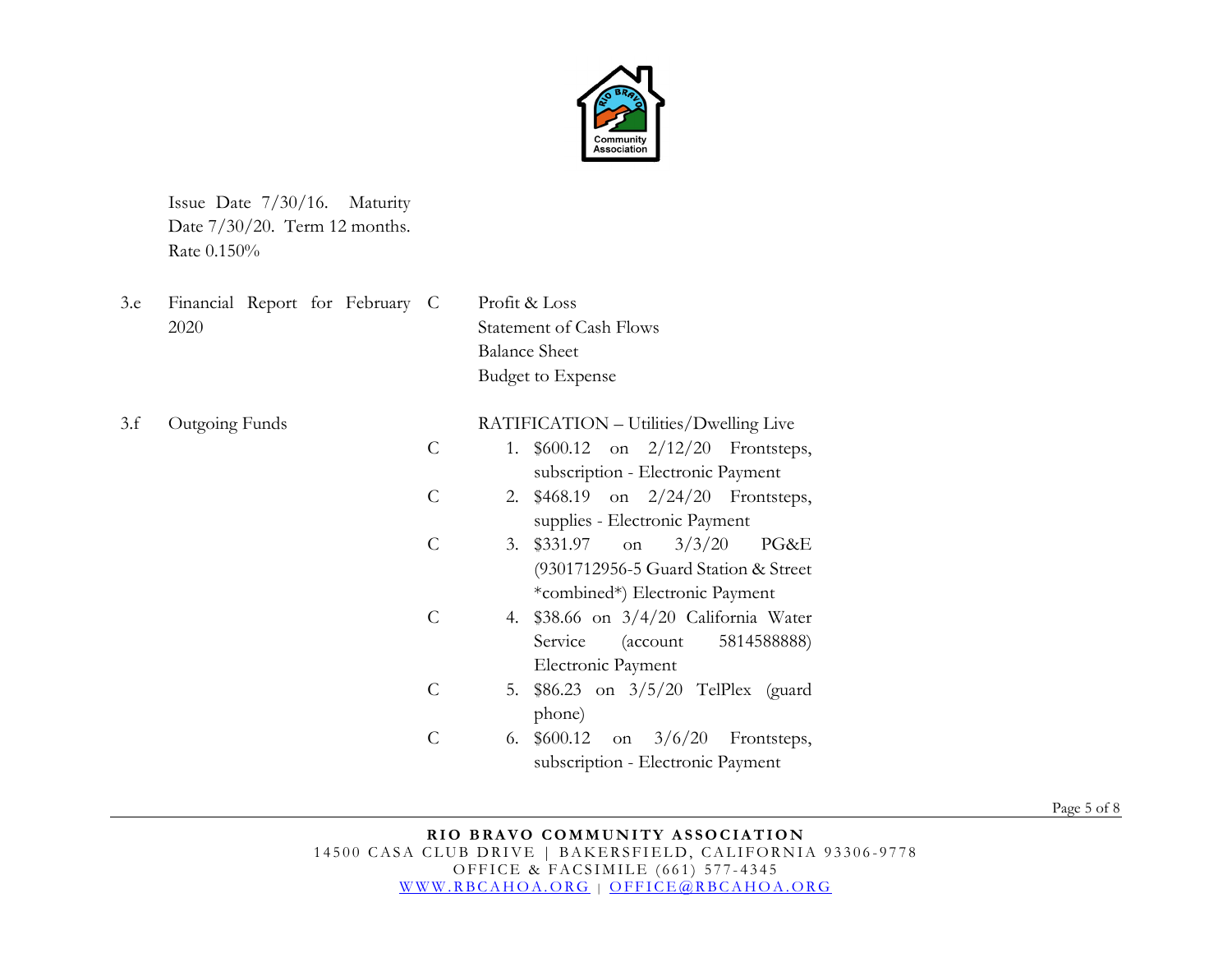| | | | |
|---|---|---|---|
| | Issue Date 7/30/16. Maturity Date 7/30/20. Term 12 months. Rate 0.150% | | |
| 3.e | Financial Report for February 2020 | C | Profit & Loss<br>Statement of Cash Flows<br>Balance Sheet<br>Budget to Expense |
| 3.f | Outgoing Funds | | RATIFICATION – Utilities/Dwelling Live |
| | | C | 1. $600.12 on 2/12/20 Frontsteps, subscription - Electronic Payment |
| | | C | 2. $468.19 on 2/24/20 Frontsteps, supplies - Electronic Payment |
| | | C | 3. $331.97 on 3/3/20 PG&E (9301712956-5 Guard Station & Street *combined*) Electronic Payment |
| | | C | 4. $38.66 on 3/4/20 California Water Service (account 5814588888) Electronic Payment |
| | | C | 5. $86.23 on 3/5/20 TelPlex (guard phone) |
| | | C | 6. $600.12 on 3/6/20 Frontsteps, subscription - Electronic Payment |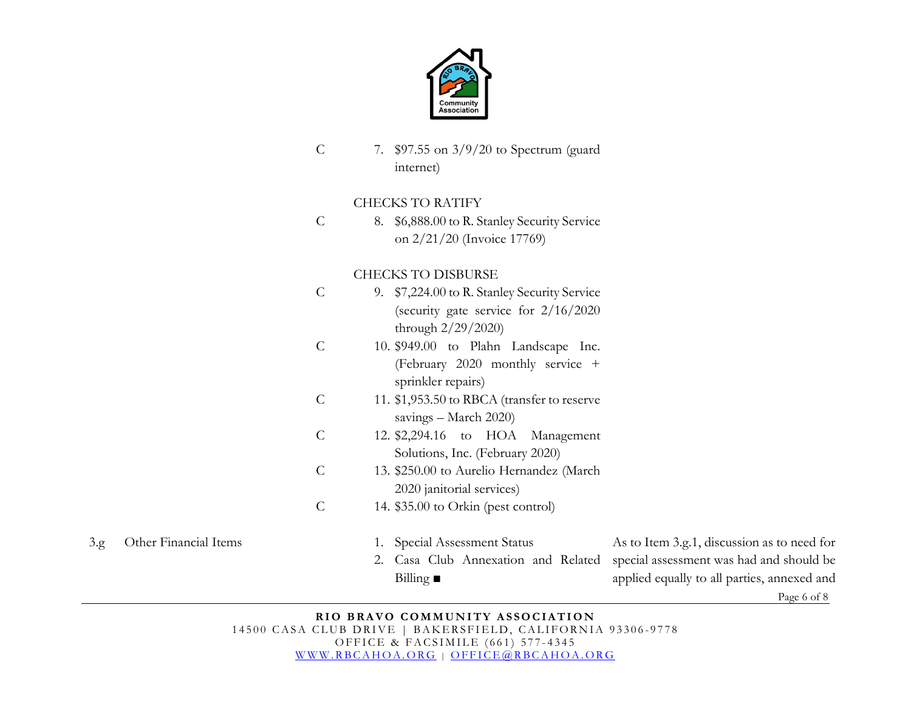| | | | | |
|---|---|---|---|---|
| | | C | 7. $97.55 on 3/9/20 to Spectrum (guard internet) | |
| | | | CHECKS TO RATIFY | |
| | | C | 8. $6,888.00 to R. Stanley Security Service on 2/21/20 (Invoice 17769) | |
| | | | CHECKS TO DISBURSE | |
| | | C | 9. $7,224.00 to R. Stanley Security Service (security gate service for 2/16/2020 through 2/29/2020) | |
| | | C | 10. $949.00 to Plahn Landscape Inc. (February 2020 monthly service + sprinkler repairs) | |
| | | C | 11. $1,953.50 to RBCA (transfer to reserve savings – March 2020) | |
| | | C | 12. $2,294.16 to HOA Management Solutions, Inc. (February 2020) | |
| | | C | 13. $250.00 to Aurelio Hernandez (March 2020 janitorial services) | |
| | | C | 14. $35.00 to Orkin (pest control) | |
| 3.g | Other Financial Items | | 1. Special Assessment Status<br>2. Casa Club Annexation and Related Billing ■ | As to Item 3.g.1, discussion as to need for special assessment was had and should be applied equally to all parties, annexed and |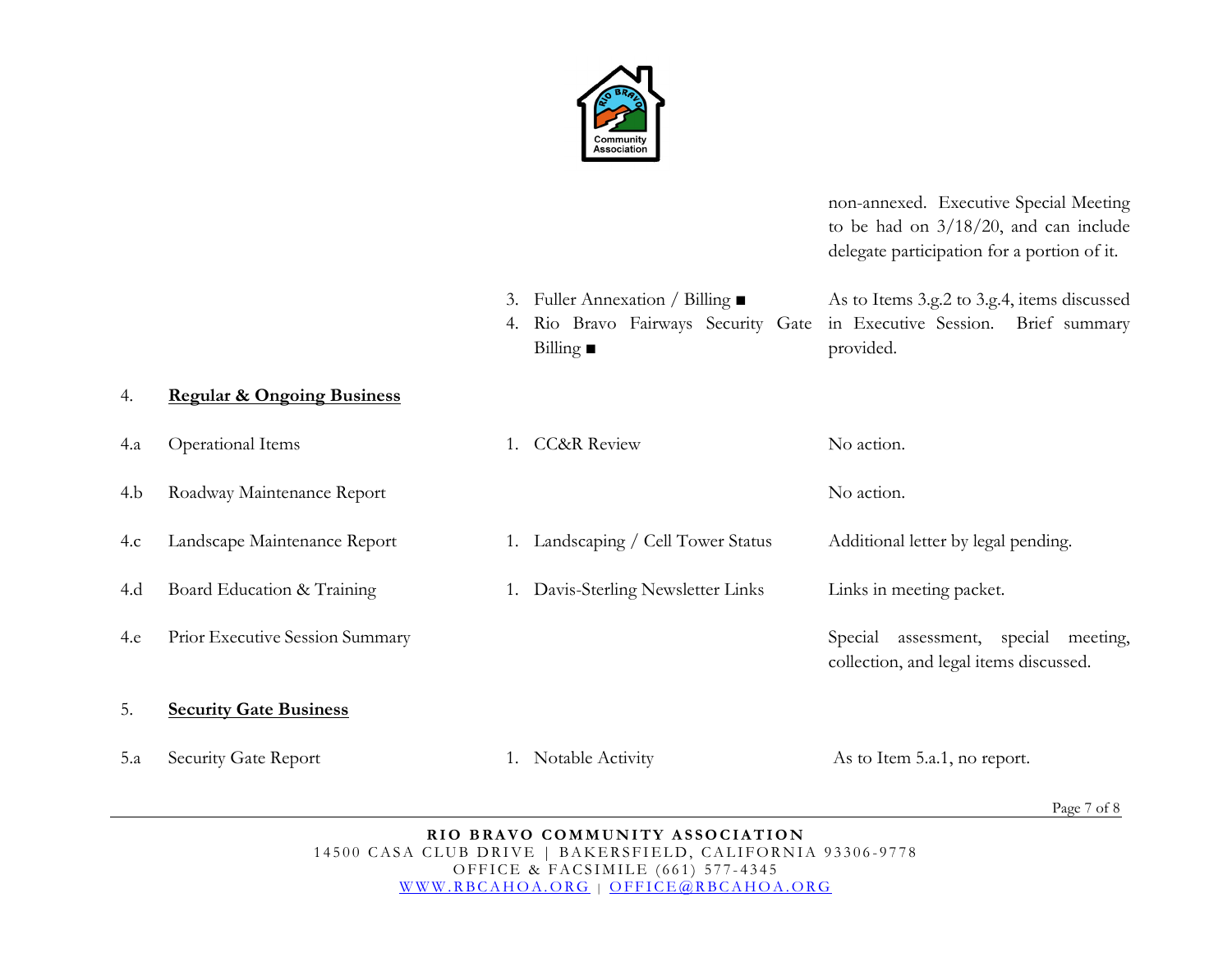| | | | |
|---|---|---|---|
| | | | non-annexed. Executive Special Meeting to be had on 3/18/20, and can include delegate participation for a portion of it. |
| | | 3. Fuller Annexation / Billing ■<br>4. Rio Bravo Fairways Security Gate Billing ■ | As to Items 3.g.2 to 3.g.4, items discussed in Executive Session. Brief summary provided. |
| 4. | **Regular & Ongoing Business** | | |
| 4.a | Operational Items | 1. CC&R Review | No action. |
| 4.b | Roadway Maintenance Report | | No action. |
| 4.c | Landscape Maintenance Report | 1. Landscaping / Cell Tower Status | Additional letter by legal pending. |
| 4.d | Board Education & Training | 1. Davis-Sterling Newsletter Links | Links in meeting packet. |
| 4.e | Prior Executive Session Summary | | Special assessment, special meeting, collection, and legal items discussed. |
| 5. | **Security Gate Business** | | |
| 5.a | Security Gate Report | 1. Notable Activity | As to Item 5.a.1, no report. |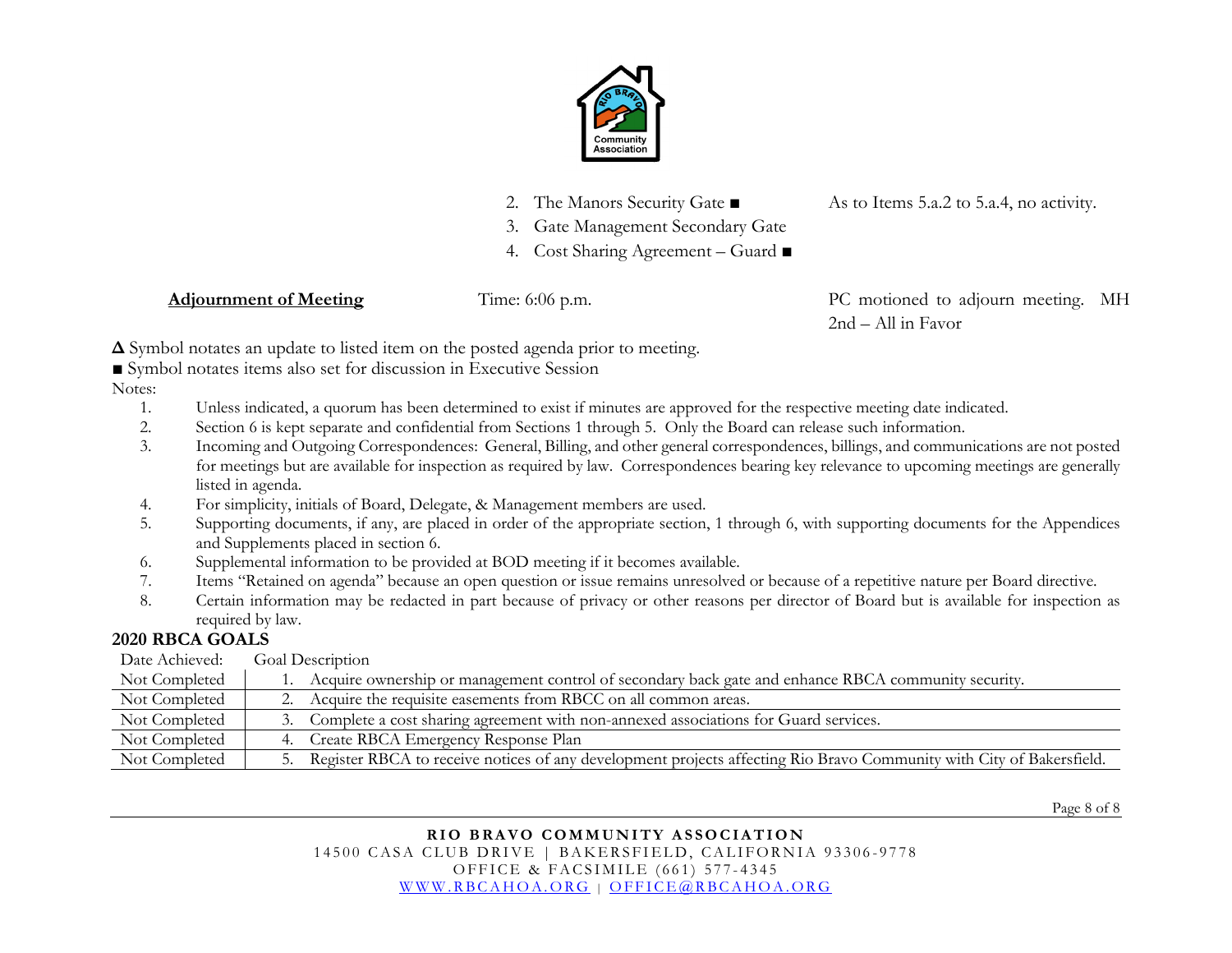2. The Manors Security Gate ■
3. Gate Management Secondary Gate
4. Cost Sharing Agreement – Guard ■

As to Items 5.a.2 to 5.a.4, no activity.

| | | |
|---|---|---|
| **Adjournment of Meeting** | Time: 6:06 p.m. | PC motioned to adjourn meeting. MH 2nd – All in Favor |

**Δ** Symbol notates an update to listed item on the posted agenda prior to meeting.

■ Symbol notates items also set for discussion in Executive Session

Notes:

1. Unless indicated, a quorum has been determined to exist if minutes are approved for the respective meeting date indicated.
2. Section 6 is kept separate and confidential from Sections 1 through 5. Only the Board can release such information.
3. Incoming and Outgoing Correspondences: General, Billing, and other general correspondences, billings, and communications are not posted for meetings but are available for inspection as required by law. Correspondences bearing key relevance to upcoming meetings are generally listed in agenda.
4. For simplicity, initials of Board, Delegate, & Management members are used.
5. Supporting documents, if any, are placed in order of the appropriate section, 1 through 6, with supporting documents for the Appendices and Supplements placed in section 6.
6. Supplemental information to be provided at BOD meeting if it becomes available.
7. Items "Retained on agenda" because an open question or issue remains unresolved or because of a repetitive nature per Board directive.
8. Certain information may be redacted in part because of privacy or other reasons per director of Board but is available for inspection as required by law.

**2020 RBCA GOALS**

| Date Achieved: | Goal Description |
|---|---|
| Not Completed | 1. Acquire ownership or management control of secondary back gate and enhance RBCA community security. |
| Not Completed | 2. Acquire the requisite easements from RBCC on all common areas. |
| Not Completed | 3. Complete a cost sharing agreement with non-annexed associations for Guard services. |
| Not Completed | 4. Create RBCA Emergency Response Plan |
| Not Completed | 5. Register RBCA to receive notices of any development projects affecting Rio Bravo Community with City of Bakersfield. |